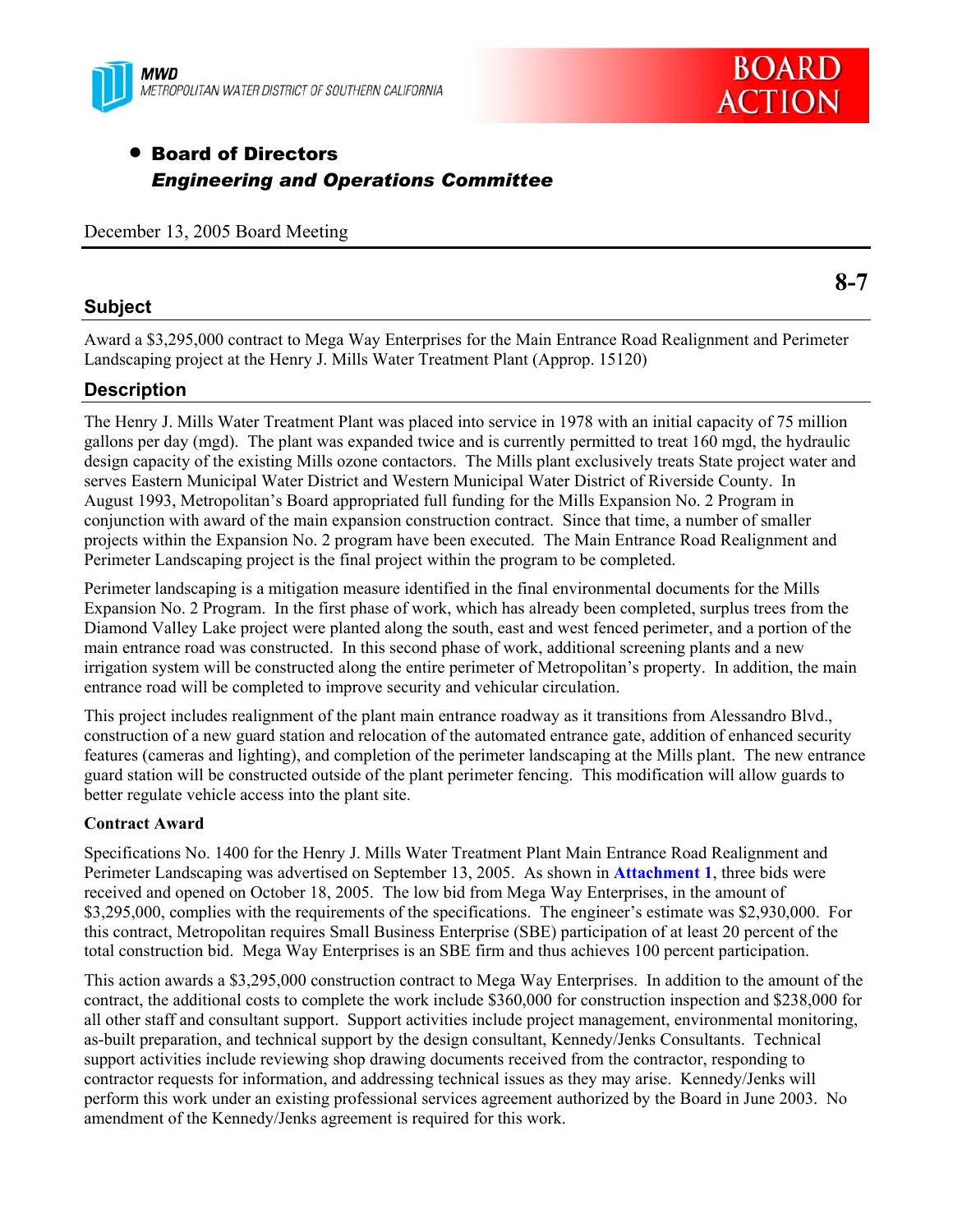MWD
METROPOLITAN WATER DISTRICT OF SOUTHERN CALIFORNIA

**BOARD ACTION**

- **Board of Directors**
  ***Engineering and Operations Committee***

December 13, 2005 Board Meeting

**8-7**

## Subject

Award a $3,295,000 contract to Mega Way Enterprises for the Main Entrance Road Realignment and Perimeter Landscaping project at the Henry J. Mills Water Treatment Plant (Approp. 15120)

## Description

The Henry J. Mills Water Treatment Plant was placed into service in 1978 with an initial capacity of 75 million gallons per day (mgd). The plant was expanded twice and is currently permitted to treat 160 mgd, the hydraulic design capacity of the existing Mills ozone contactors. The Mills plant exclusively treats State project water and serves Eastern Municipal Water District and Western Municipal Water District of Riverside County. In August 1993, Metropolitan's Board appropriated full funding for the Mills Expansion No. 2 Program in conjunction with award of the main expansion construction contract. Since that time, a number of smaller projects within the Expansion No. 2 program have been executed. The Main Entrance Road Realignment and Perimeter Landscaping project is the final project within the program to be completed.

Perimeter landscaping is a mitigation measure identified in the final environmental documents for the Mills Expansion No. 2 Program. In the first phase of work, which has already been completed, surplus trees from the Diamond Valley Lake project were planted along the south, east and west fenced perimeter, and a portion of the main entrance road was constructed. In this second phase of work, additional screening plants and a new irrigation system will be constructed along the entire perimeter of Metropolitan's property. In addition, the main entrance road will be completed to improve security and vehicular circulation.

This project includes realignment of the plant main entrance roadway as it transitions from Alessandro Blvd., construction of a new guard station and relocation of the automated entrance gate, addition of enhanced security features (cameras and lighting), and completion of the perimeter landscaping at the Mills plant. The new entrance guard station will be constructed outside of the plant perimeter fencing. This modification will allow guards to better regulate vehicle access into the plant site.

**Contract Award**

Specifications No. 1400 for the Henry J. Mills Water Treatment Plant Main Entrance Road Realignment and Perimeter Landscaping was advertised on September 13, 2005. As shown in **Attachment 1**, three bids were received and opened on October 18, 2005. The low bid from Mega Way Enterprises, in the amount of $3,295,000, complies with the requirements of the specifications. The engineer's estimate was $2,930,000. For this contract, Metropolitan requires Small Business Enterprise (SBE) participation of at least 20 percent of the total construction bid. Mega Way Enterprises is an SBE firm and thus achieves 100 percent participation.

This action awards a $3,295,000 construction contract to Mega Way Enterprises. In addition to the amount of the contract, the additional costs to complete the work include $360,000 for construction inspection and $238,000 for all other staff and consultant support. Support activities include project management, environmental monitoring, as-built preparation, and technical support by the design consultant, Kennedy/Jenks Consultants. Technical support activities include reviewing shop drawing documents received from the contractor, responding to contractor requests for information, and addressing technical issues as they may arise. Kennedy/Jenks will perform this work under an existing professional services agreement authorized by the Board in June 2003. No amendment of the Kennedy/Jenks agreement is required for this work.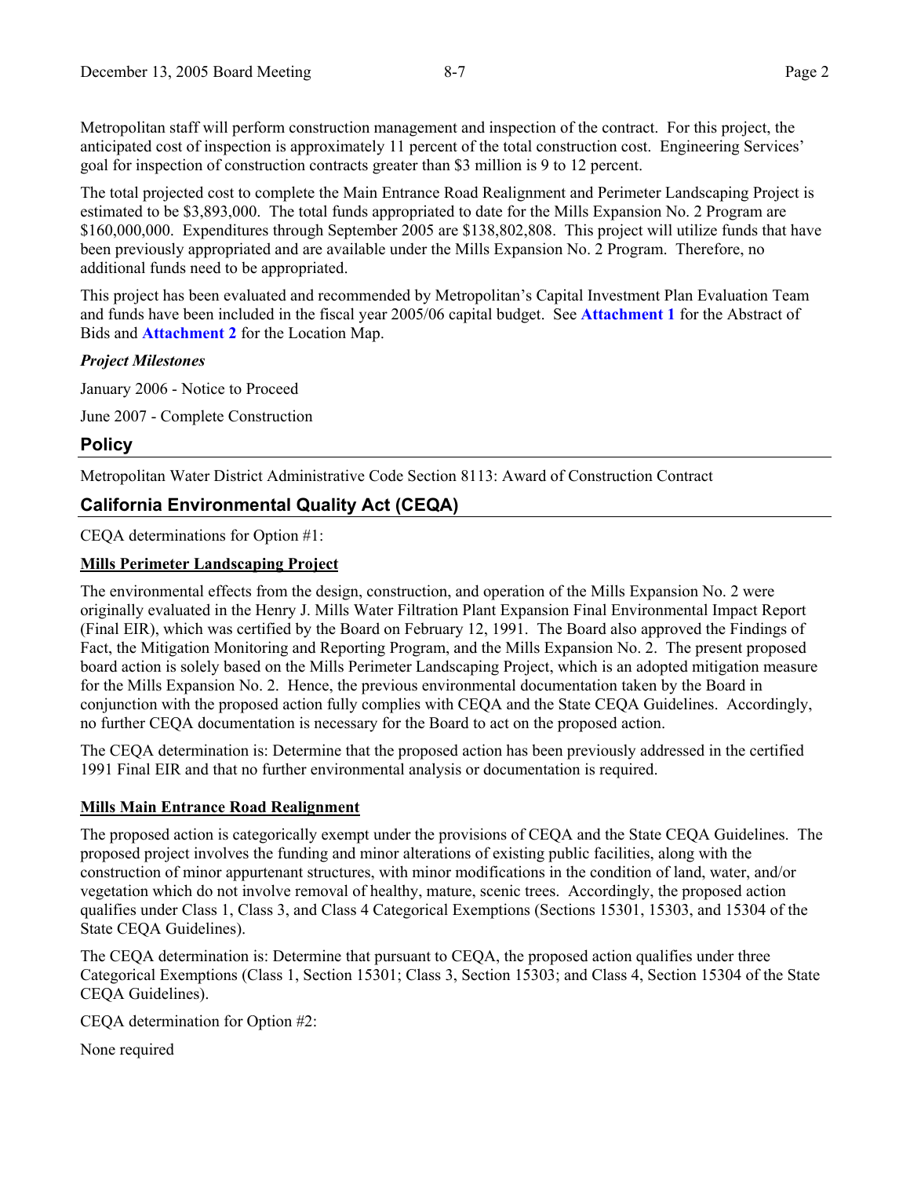Metropolitan staff will perform construction management and inspection of the contract. For this project, the anticipated cost of inspection is approximately 11 percent of the total construction cost. Engineering Services' goal for inspection of construction contracts greater than $3 million is 9 to 12 percent.

The total projected cost to complete the Main Entrance Road Realignment and Perimeter Landscaping Project is estimated to be $3,893,000. The total funds appropriated to date for the Mills Expansion No. 2 Program are $160,000,000. Expenditures through September 2005 are $138,802,808. This project will utilize funds that have been previously appropriated and are available under the Mills Expansion No. 2 Program. Therefore, no additional funds need to be appropriated.

This project has been evaluated and recommended by Metropolitan's Capital Investment Plan Evaluation Team and funds have been included in the fiscal year 2005/06 capital budget. See **Attachment 1** for the Abstract of Bids and **Attachment 2** for the Location Map.

***Project Milestones***

January 2006 - Notice to Proceed

June 2007 - Complete Construction

## Policy

Metropolitan Water District Administrative Code Section 8113: Award of Construction Contract

## California Environmental Quality Act (CEQA)

CEQA determinations for Option #1:

**Mills Perimeter Landscaping Project**

The environmental effects from the design, construction, and operation of the Mills Expansion No. 2 were originally evaluated in the Henry J. Mills Water Filtration Plant Expansion Final Environmental Impact Report (Final EIR), which was certified by the Board on February 12, 1991. The Board also approved the Findings of Fact, the Mitigation Monitoring and Reporting Program, and the Mills Expansion No. 2. The present proposed board action is solely based on the Mills Perimeter Landscaping Project, which is an adopted mitigation measure for the Mills Expansion No. 2. Hence, the previous environmental documentation taken by the Board in conjunction with the proposed action fully complies with CEQA and the State CEQA Guidelines. Accordingly, no further CEQA documentation is necessary for the Board to act on the proposed action.

The CEQA determination is: Determine that the proposed action has been previously addressed in the certified 1991 Final EIR and that no further environmental analysis or documentation is required.

**Mills Main Entrance Road Realignment**

The proposed action is categorically exempt under the provisions of CEQA and the State CEQA Guidelines. The proposed project involves the funding and minor alterations of existing public facilities, along with the construction of minor appurtenant structures, with minor modifications in the condition of land, water, and/or vegetation which do not involve removal of healthy, mature, scenic trees. Accordingly, the proposed action qualifies under Class 1, Class 3, and Class 4 Categorical Exemptions (Sections 15301, 15303, and 15304 of the State CEQA Guidelines).

The CEQA determination is: Determine that pursuant to CEQA, the proposed action qualifies under three Categorical Exemptions (Class 1, Section 15301; Class 3, Section 15303; and Class 4, Section 15304 of the State CEQA Guidelines).

CEQA determination for Option #2:

None required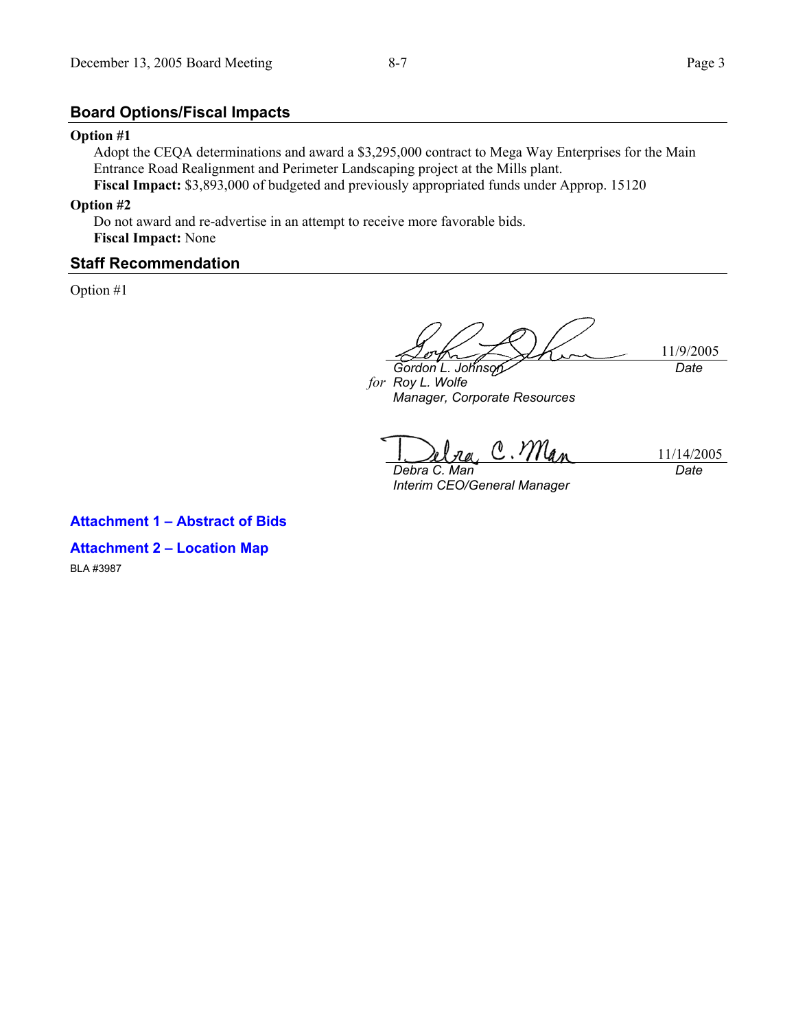## Board Options/Fiscal Impacts

**Option #1**

Adopt the CEQA determinations and award a $3,295,000 contract to Mega Way Enterprises for the Main Entrance Road Realignment and Perimeter Landscaping project at the Mills plant.

**Fiscal Impact:** $3,893,000 of budgeted and previously appropriated funds under Approp. 15120

**Option #2**

Do not award and re-advertise in an attempt to receive more favorable bids.

**Fiscal Impact:** None

## Staff Recommendation

Option #1

| | |
|---|---|
| *Gordon L. Johnson*<br>*for* *Roy L. Wolfe*<br>*Manager, Corporate Resources* | 11/9/2005<br>*Date* |
| *Debra C. Man*<br>*Interim CEO/General Manager* | 11/14/2005<br>*Date* |

**Attachment 1 – Abstract of Bids**

**Attachment 2 – Location Map**

BLA #3987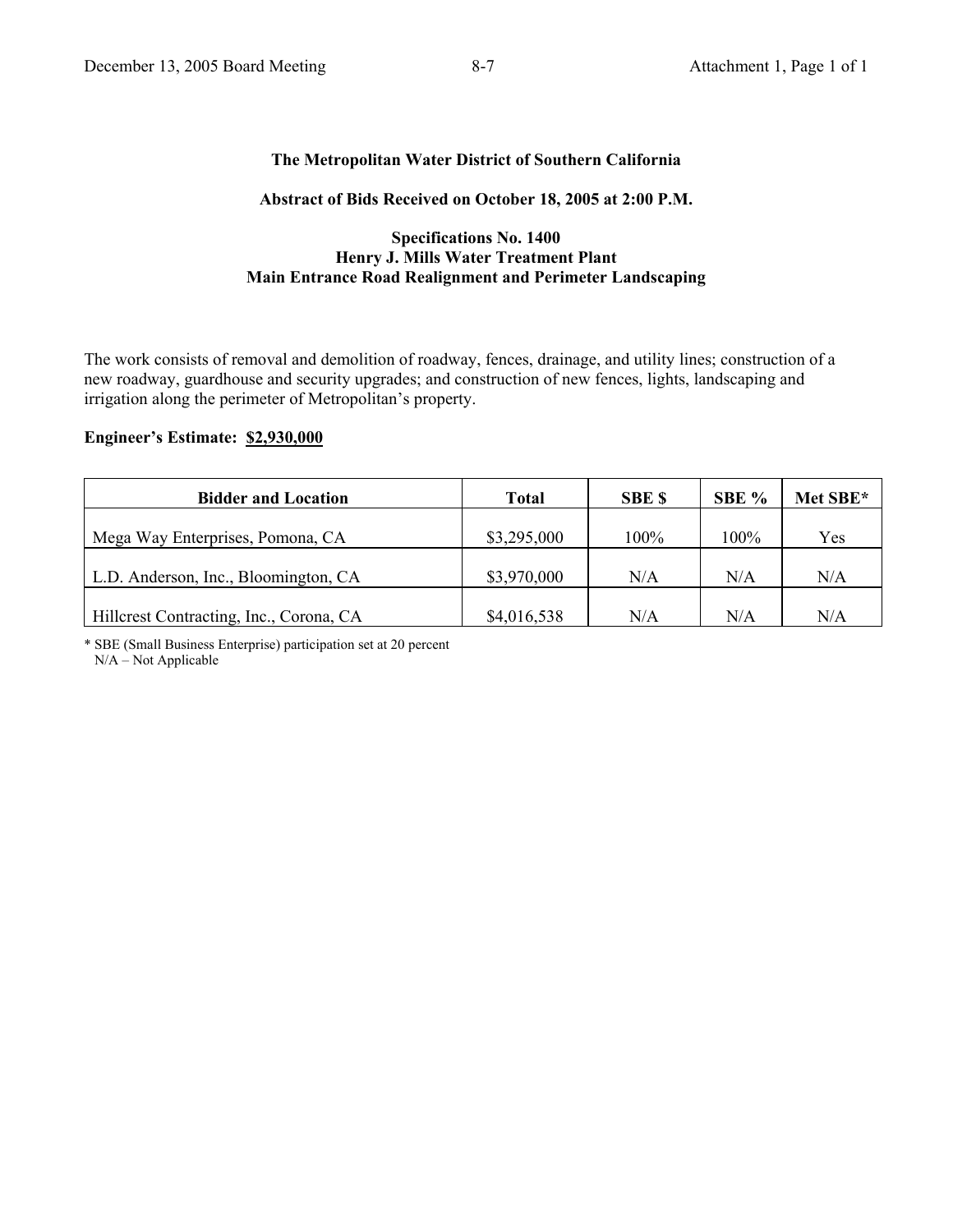**The Metropolitan Water District of Southern California**

**Abstract of Bids Received on October 18, 2005 at 2:00 P.M.**

**Specifications No. 1400**
**Henry J. Mills Water Treatment Plant**
**Main Entrance Road Realignment and Perimeter Landscaping**

The work consists of removal and demolition of roadway, fences, drainage, and utility lines; construction of a new roadway, guardhouse and security upgrades; and construction of new fences, lights, landscaping and irrigation along the perimeter of Metropolitan's property.

**Engineer's Estimate: $2,930,000**

| Bidder and Location | Total | SBE $ | SBE % | Met SBE* |
|---|---|---|---|---|
| Mega Way Enterprises, Pomona, CA | $3,295,000 | 100% | 100% | Yes |
| L.D. Anderson, Inc., Bloomington, CA | $3,970,000 | N/A | N/A | N/A |
| Hillcrest Contracting, Inc., Corona, CA | $4,016,538 | N/A | N/A | N/A |

* SBE (Small Business Enterprise) participation set at 20 percent
N/A – Not Applicable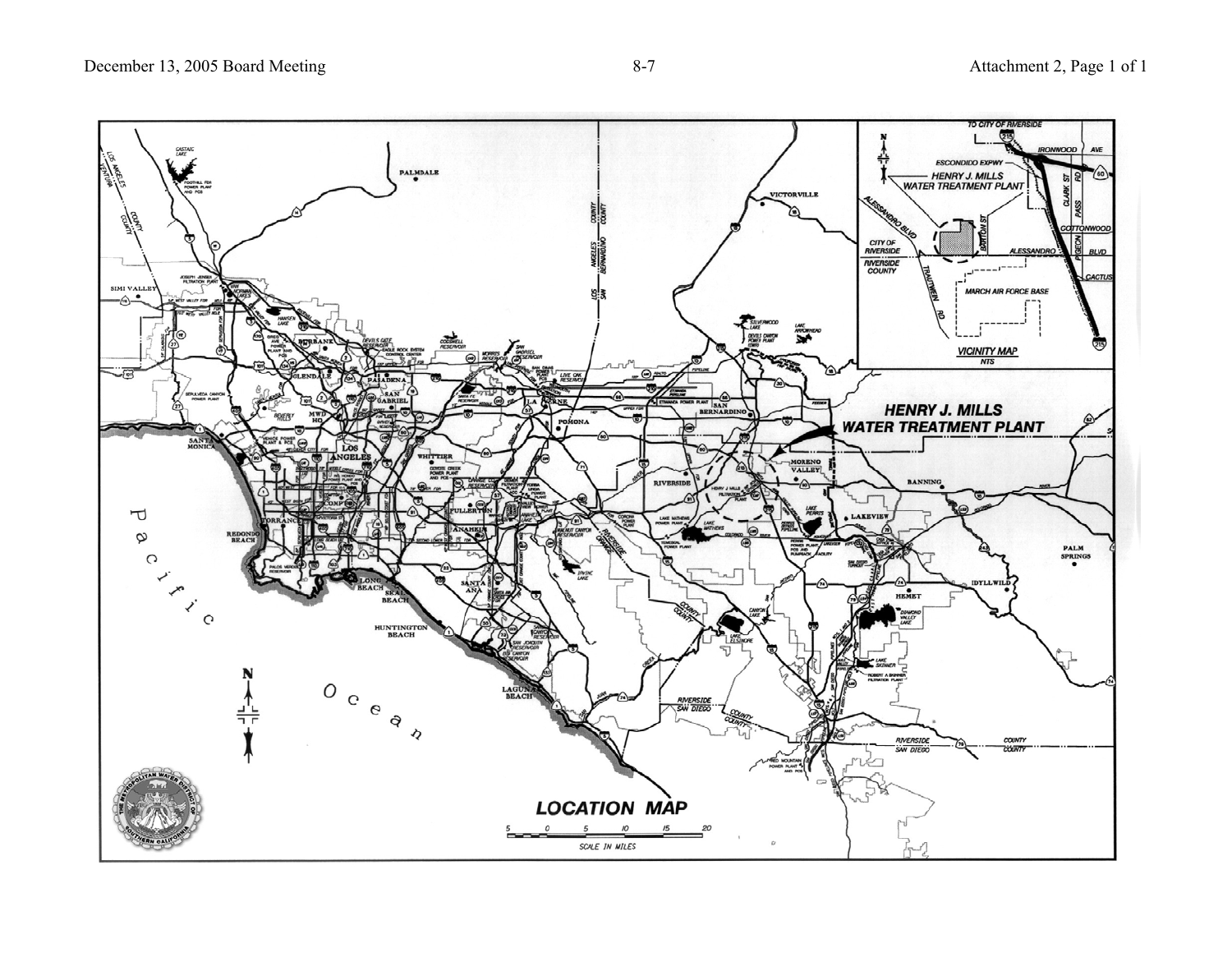HENRY J. MILLS WATER TREATMENT PLANT

VICINITY MAP

NTS

TO CITY OF RIVERSIDE

ESCONDIDO EXPWY

HENRY J. MILLS WATER TREATMENT PLANT

ALESSANDRO BLVD

CITY OF RIVERSIDE

RIVERSIDE COUNTY

TRAUTWEIN RD

BARTON ST

ALESSANDRO

MARCH AIR FORCE BASE

IRONWOOD AVE

CLARK ST

PIGEON PASS RD

COTTONWOOD

BLVD

CACTUS

LOCATION MAP

SCALE IN MILES

5 0 5 10 15 20

Pacific Ocean